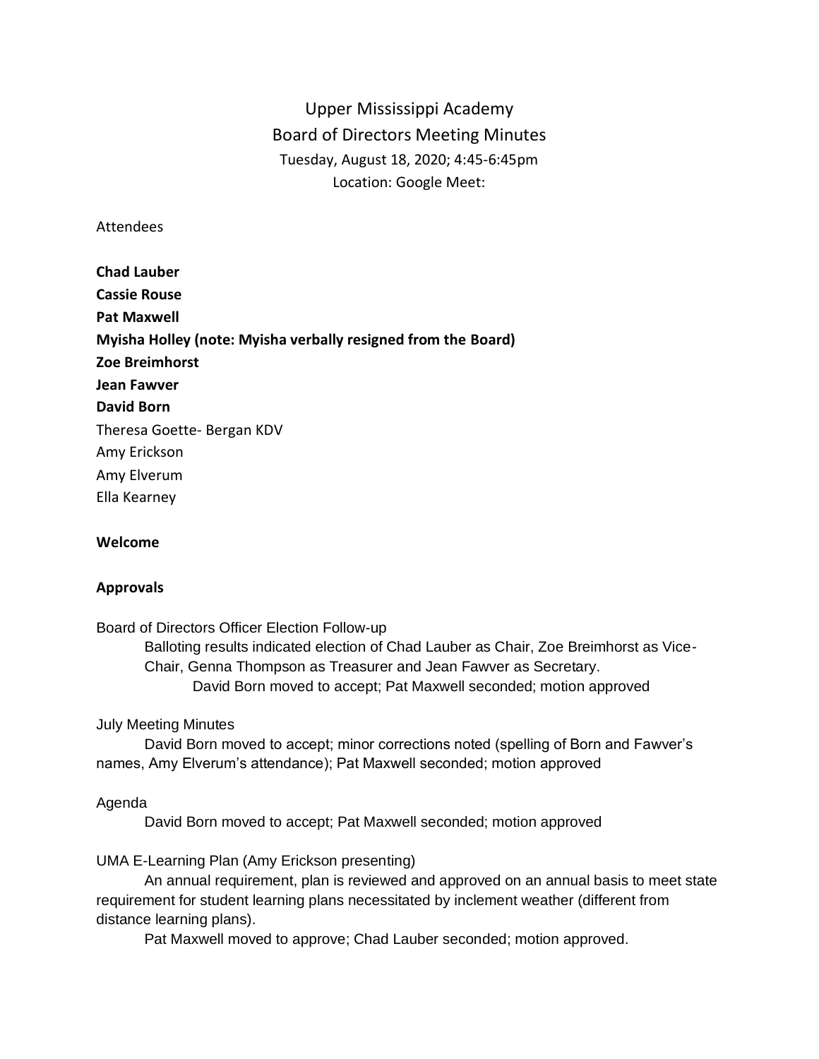# Upper Mississippi Academy

## Board of Directors Meeting Minutes

Tuesday, August 18, 2020; 4:45-6:45pm

Location: Google Meet:

Attendees

**Chad Lauber**

**Cassie Rouse**

**Pat Maxwell**

**Myisha Holley (note: Myisha verbally resigned from the Board)**

**Zoe Breimhorst**

**Jean Fawver**

**David Born**

Theresa Goette- Bergan KDV

Amy Erickson

Amy Elverum

Ella Kearney

**Welcome**

**Approvals**

Board of Directors Officer Election Follow-up

Balloting results indicated election of Chad Lauber as Chair, Zoe Breimhorst as Vice-Chair, Genna Thompson as Treasurer and Jean Fawver as Secretary.

David Born moved to accept; Pat Maxwell seconded; motion approved

July Meeting Minutes

David Born moved to accept; minor corrections noted (spelling of Born and Fawver's names, Amy Elverum's attendance); Pat Maxwell seconded; motion approved

Agenda

David Born moved to accept; Pat Maxwell seconded; motion approved

UMA E-Learning Plan (Amy Erickson presenting)

An annual requirement, plan is reviewed and approved on an annual basis to meet state requirement for student learning plans necessitated by inclement weather (different from distance learning plans).

Pat Maxwell moved to approve; Chad Lauber seconded; motion approved.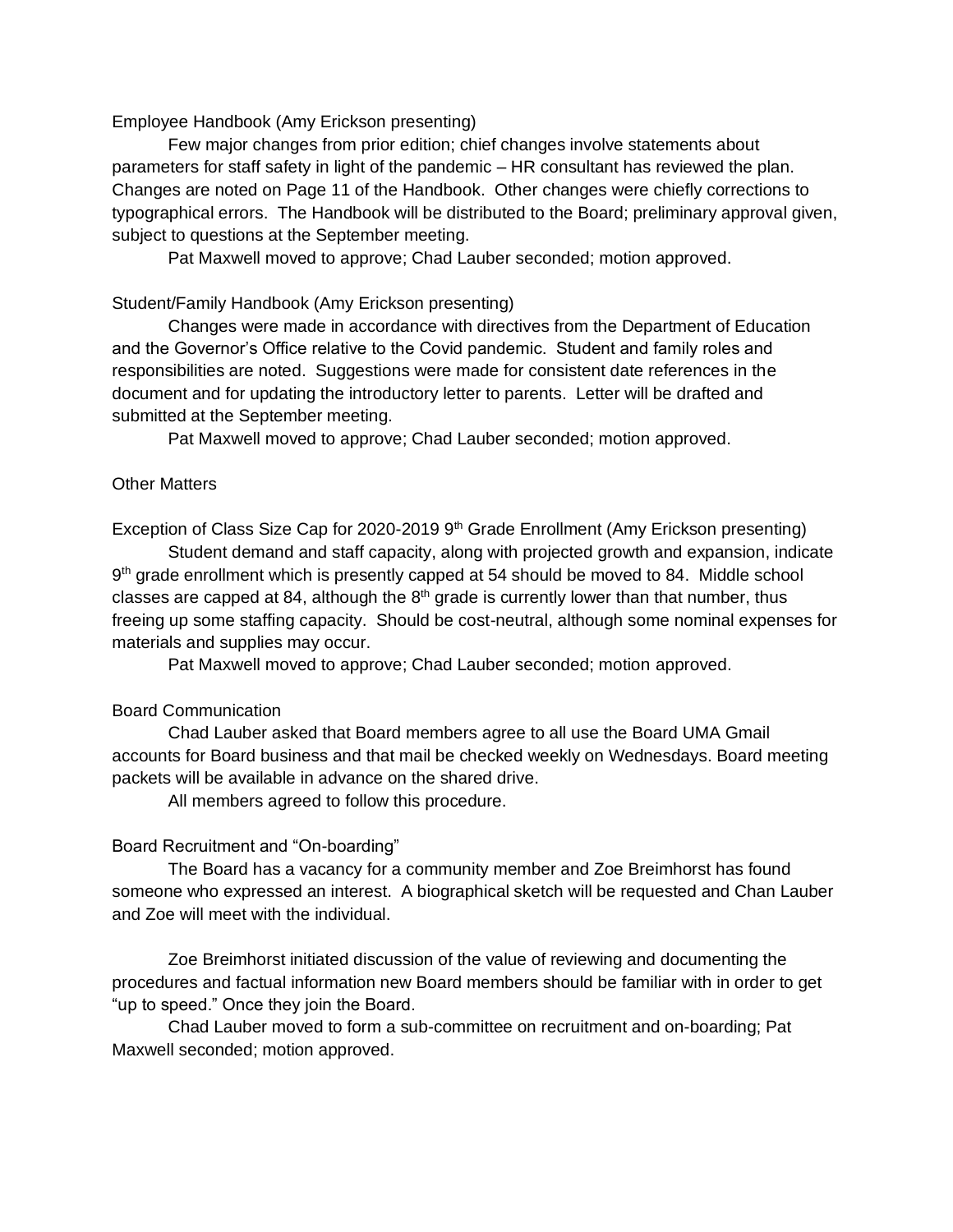Employee Handbook (Amy Erickson presenting)

Few major changes from prior edition; chief changes involve statements about parameters for staff safety in light of the pandemic – HR consultant has reviewed the plan. Changes are noted on Page 11 of the Handbook. Other changes were chiefly corrections to typographical errors. The Handbook will be distributed to the Board; preliminary approval given, subject to questions at the September meeting.

Pat Maxwell moved to approve; Chad Lauber seconded; motion approved.

Student/Family Handbook (Amy Erickson presenting)

Changes were made in accordance with directives from the Department of Education and the Governor's Office relative to the Covid pandemic. Student and family roles and responsibilities are noted. Suggestions were made for consistent date references in the document and for updating the introductory letter to parents. Letter will be drafted and submitted at the September meeting.

Pat Maxwell moved to approve; Chad Lauber seconded; motion approved.

Other Matters

Exception of Class Size Cap for 2020-2019 9th Grade Enrollment (Amy Erickson presenting)

Student demand and staff capacity, along with projected growth and expansion, indicate 9th grade enrollment which is presently capped at 54 should be moved to 84. Middle school classes are capped at 84, although the 8th grade is currently lower than that number, thus freeing up some staffing capacity. Should be cost-neutral, although some nominal expenses for materials and supplies may occur.

Pat Maxwell moved to approve; Chad Lauber seconded; motion approved.

Board Communication

Chad Lauber asked that Board members agree to all use the Board UMA Gmail accounts for Board business and that mail be checked weekly on Wednesdays. Board meeting packets will be available in advance on the shared drive.

All members agreed to follow this procedure.

Board Recruitment and "On-boarding"

The Board has a vacancy for a community member and Zoe Breimhorst has found someone who expressed an interest. A biographical sketch will be requested and Chan Lauber and Zoe will meet with the individual.

Zoe Breimhorst initiated discussion of the value of reviewing and documenting the procedures and factual information new Board members should be familiar with in order to get "up to speed." Once they join the Board.

Chad Lauber moved to form a sub-committee on recruitment and on-boarding; Pat Maxwell seconded; motion approved.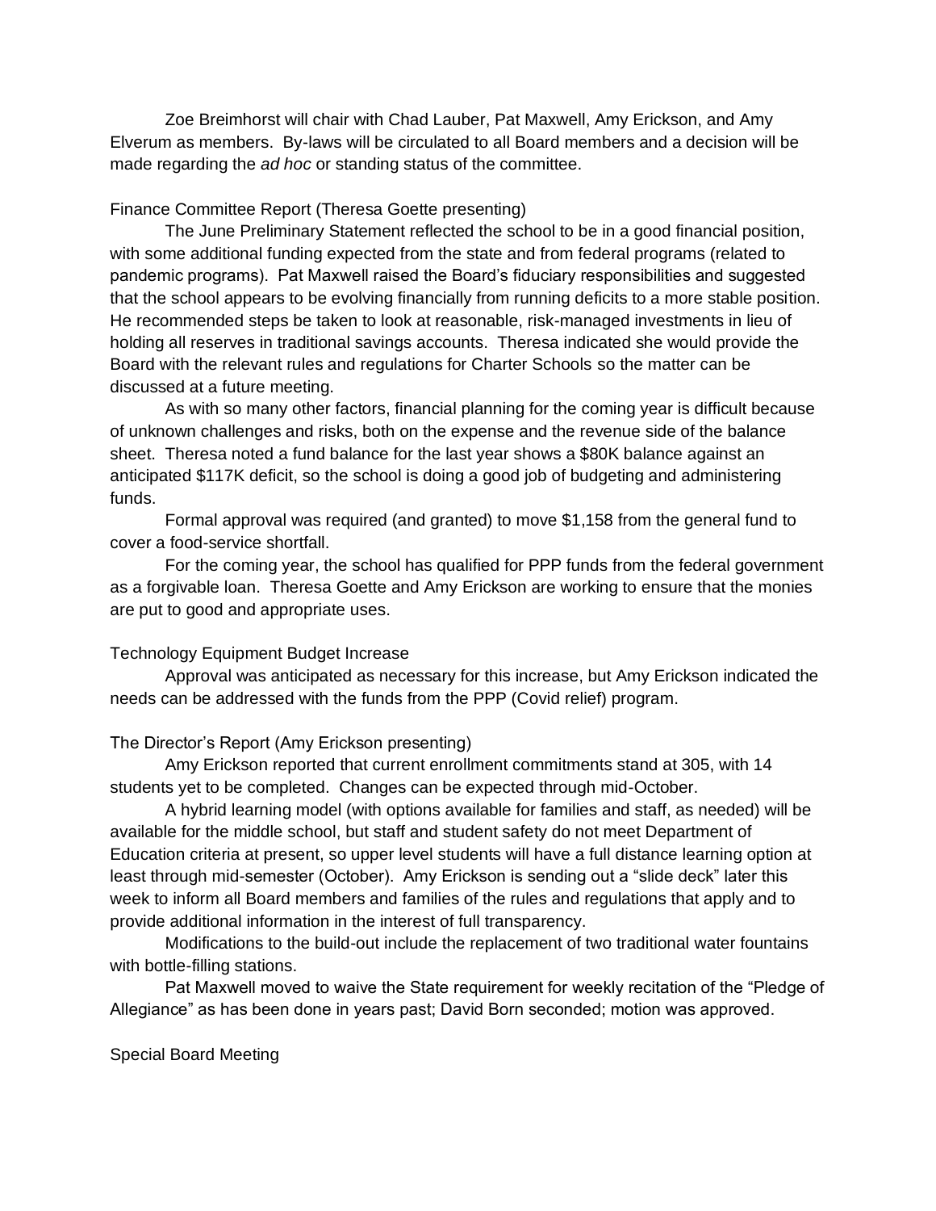Zoe Breimhorst will chair with Chad Lauber, Pat Maxwell, Amy Erickson, and Amy Elverum as members. By-laws will be circulated to all Board members and a decision will be made regarding the *ad hoc* or standing status of the committee.

Finance Committee Report (Theresa Goette presenting)

The June Preliminary Statement reflected the school to be in a good financial position, with some additional funding expected from the state and from federal programs (related to pandemic programs). Pat Maxwell raised the Board's fiduciary responsibilities and suggested that the school appears to be evolving financially from running deficits to a more stable position. He recommended steps be taken to look at reasonable, risk-managed investments in lieu of holding all reserves in traditional savings accounts. Theresa indicated she would provide the Board with the relevant rules and regulations for Charter Schools so the matter can be discussed at a future meeting.

As with so many other factors, financial planning for the coming year is difficult because of unknown challenges and risks, both on the expense and the revenue side of the balance sheet. Theresa noted a fund balance for the last year shows a $80K balance against an anticipated $117K deficit, so the school is doing a good job of budgeting and administering funds.

Formal approval was required (and granted) to move $1,158 from the general fund to cover a food-service shortfall.

For the coming year, the school has qualified for PPP funds from the federal government as a forgivable loan. Theresa Goette and Amy Erickson are working to ensure that the monies are put to good and appropriate uses.

Technology Equipment Budget Increase

Approval was anticipated as necessary for this increase, but Amy Erickson indicated the needs can be addressed with the funds from the PPP (Covid relief) program.

The Director's Report (Amy Erickson presenting)

Amy Erickson reported that current enrollment commitments stand at 305, with 14 students yet to be completed. Changes can be expected through mid-October.

A hybrid learning model (with options available for families and staff, as needed) will be available for the middle school, but staff and student safety do not meet Department of Education criteria at present, so upper level students will have a full distance learning option at least through mid-semester (October). Amy Erickson is sending out a "slide deck" later this week to inform all Board members and families of the rules and regulations that apply and to provide additional information in the interest of full transparency.

Modifications to the build-out include the replacement of two traditional water fountains with bottle-filling stations.

Pat Maxwell moved to waive the State requirement for weekly recitation of the "Pledge of Allegiance" as has been done in years past; David Born seconded; motion was approved.

Special Board Meeting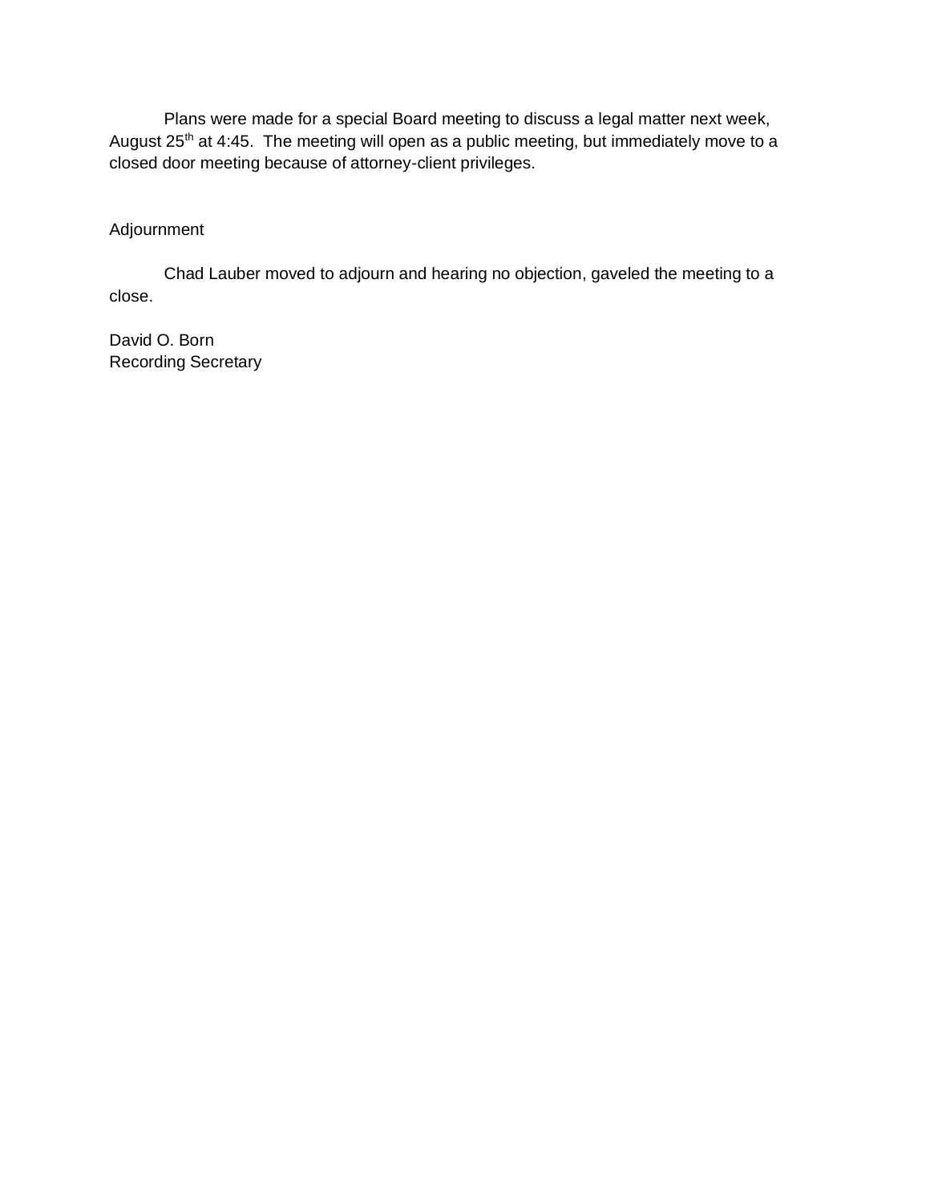Plans were made for a special Board meeting to discuss a legal matter next week, August 25th at 4:45. The meeting will open as a public meeting, but immediately move to a closed door meeting because of attorney-client privileges.

Adjournment

Chad Lauber moved to adjourn and hearing no objection, gaveled the meeting to a close.

David O. Born
Recording Secretary